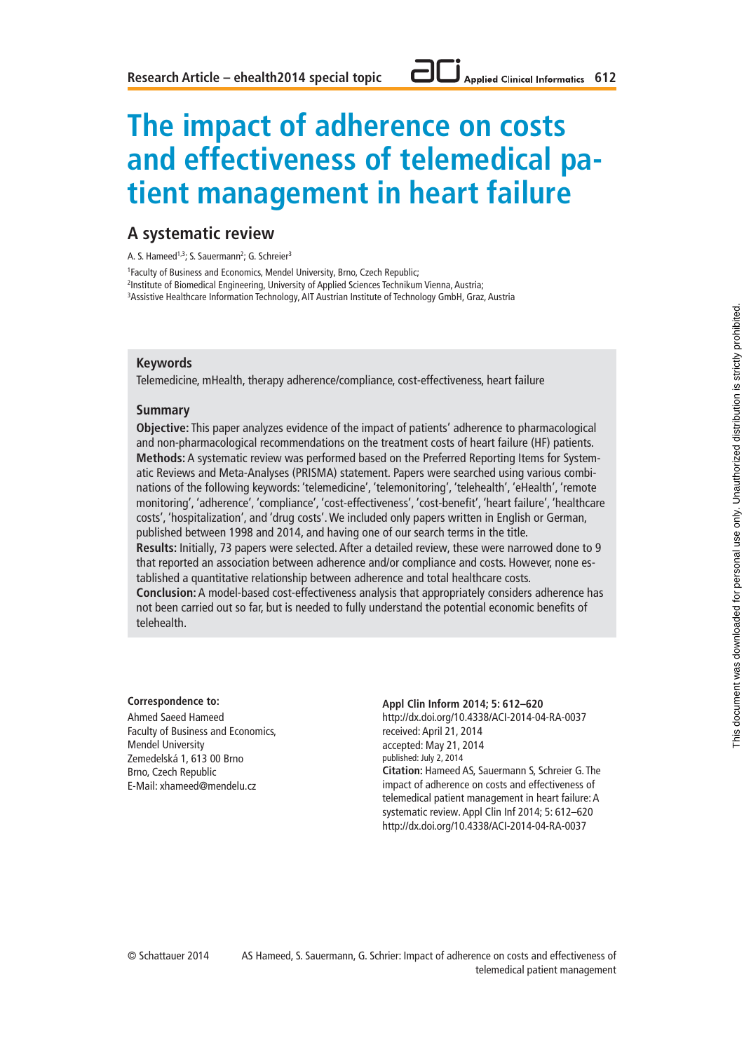# The impact of adherence on costs and effectiveness of telemedical patient management in heart failure

## A systematic review

A. S. Hameed[1,3]; S. Sauermann[2]; G. Schreier[3]

[1]Faculty of Business and Economics, Mendel University, Brno, Czech Republic;
[2]Institute of Biomedical Engineering, University of Applied Sciences Technikum Vienna, Austria;
[3]Assistive Healthcare Information Technology, AIT Austrian Institute of Technology GmbH, Graz, Austria

### Keywords

Telemedicine, mHealth, therapy adherence/compliance, cost-effectiveness, heart failure

### Summary

**Objective:** This paper analyzes evidence of the impact of patients' adherence to pharmacological and non-pharmacological recommendations on the treatment costs of heart failure (HF) patients.
**Methods:** A systematic review was performed based on the Preferred Reporting Items for Systematic Reviews and Meta-Analyses (PRISMA) statement. Papers were searched using various combinations of the following keywords: 'telemedicine', 'telemonitoring', 'telehealth', 'eHealth', 'remote monitoring', 'adherence', 'compliance', 'cost-effectiveness', 'cost-benefit', 'heart failure', 'healthcare costs', 'hospitalization', and 'drug costs'. We included only papers written in English or German, published between 1998 and 2014, and having one of our search terms in the title.
**Results:** Initially, 73 papers were selected. After a detailed review, these were narrowed done to 9 that reported an association between adherence and/or compliance and costs. However, none established a quantitative relationship between adherence and total healthcare costs.
**Conclusion:** A model-based cost-effectiveness analysis that appropriately considers adherence has not been carried out so far, but is needed to fully understand the potential economic benefits of telehealth.

**Correspondence to:**
Ahmed Saeed Hameed
Faculty of Business and Economics,
Mendel University
Zemedelská 1, 613 00 Brno
Brno, Czech Republic
E-Mail: xhameed@mendelu.cz

**Appl Clin Inform 2014; 5: 612–620**
http://dx.doi.org/10.4338/ACI-2014-04-RA-0037
received: April 21, 2014
accepted: May 21, 2014
published: July 2, 2014
**Citation:** Hameed AS, Sauermann S, Schreier G. The impact of adherence on costs and effectiveness of telemedical patient management in heart failure: A systematic review. Appl Clin Inf 2014; 5: 612–620
http://dx.doi.org/10.4338/ACI-2014-04-RA-0037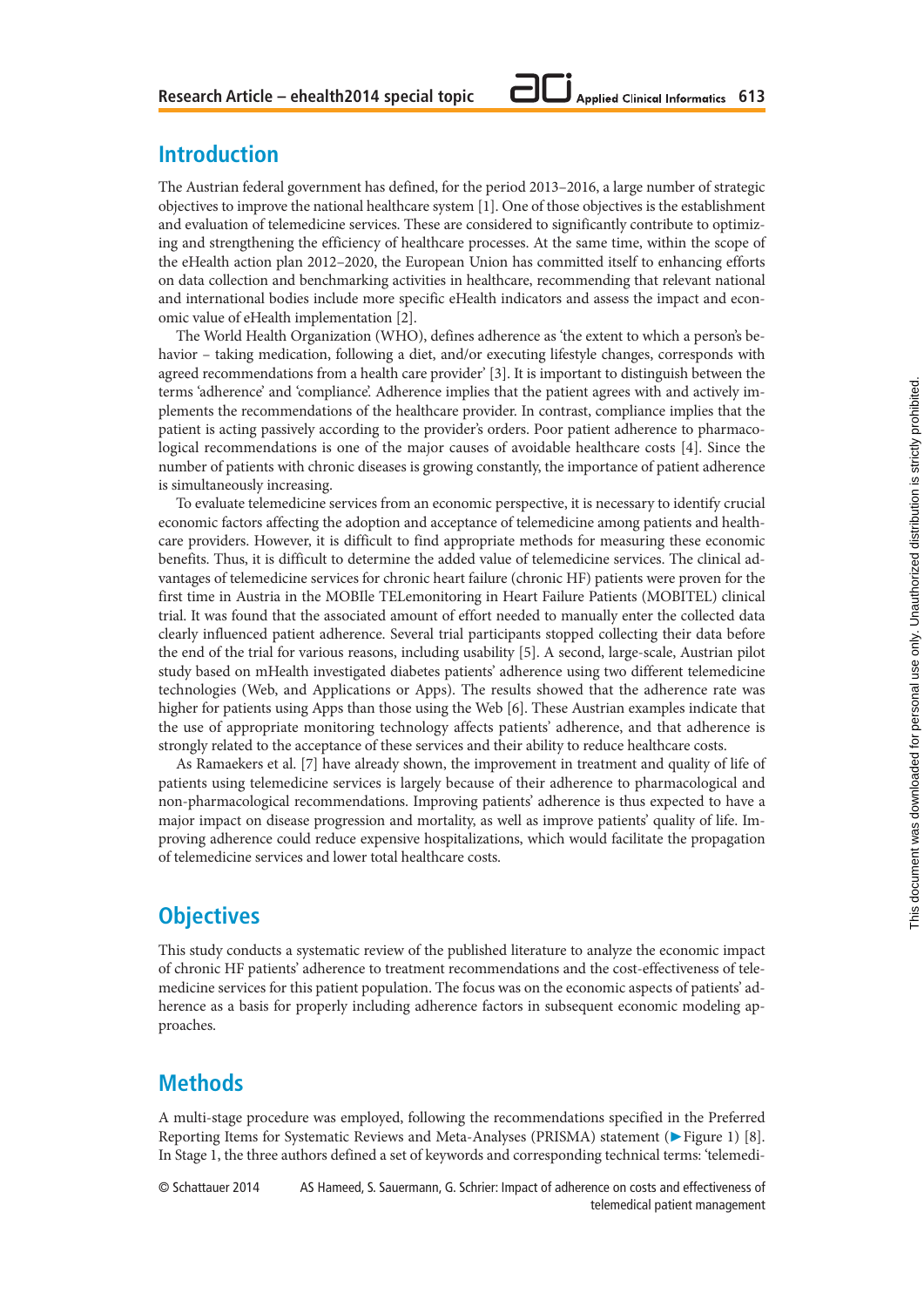## Introduction

The Austrian federal government has defined, for the period 2013–2016, a large number of strategic objectives to improve the national healthcare system [1]. One of those objectives is the establishment and evaluation of telemedicine services. These are considered to significantly contribute to optimizing and strengthening the efficiency of healthcare processes. At the same time, within the scope of the eHealth action plan 2012–2020, the European Union has committed itself to enhancing efforts on data collection and benchmarking activities in healthcare, recommending that relevant national and international bodies include more specific eHealth indicators and assess the impact and economic value of eHealth implementation [2].

The World Health Organization (WHO), defines adherence as 'the extent to which a person's behavior – taking medication, following a diet, and/or executing lifestyle changes, corresponds with agreed recommendations from a health care provider' [3]. It is important to distinguish between the terms 'adherence' and 'compliance'. Adherence implies that the patient agrees with and actively implements the recommendations of the healthcare provider. In contrast, compliance implies that the patient is acting passively according to the provider's orders. Poor patient adherence to pharmacological recommendations is one of the major causes of avoidable healthcare costs [4]. Since the number of patients with chronic diseases is growing constantly, the importance of patient adherence is simultaneously increasing.

To evaluate telemedicine services from an economic perspective, it is necessary to identify crucial economic factors affecting the adoption and acceptance of telemedicine among patients and healthcare providers. However, it is difficult to find appropriate methods for measuring these economic benefits. Thus, it is difficult to determine the added value of telemedicine services. The clinical advantages of telemedicine services for chronic heart failure (chronic HF) patients were proven for the first time in Austria in the MOBIle TELemonitoring in Heart Failure Patients (MOBITEL) clinical trial. It was found that the associated amount of effort needed to manually enter the collected data clearly influenced patient adherence. Several trial participants stopped collecting their data before the end of the trial for various reasons, including usability [5]. A second, large-scale, Austrian pilot study based on mHealth investigated diabetes patients' adherence using two different telemedicine technologies (Web, and Applications or Apps). The results showed that the adherence rate was higher for patients using Apps than those using the Web [6]. These Austrian examples indicate that the use of appropriate monitoring technology affects patients' adherence, and that adherence is strongly related to the acceptance of these services and their ability to reduce healthcare costs.

As Ramaekers et al. [7] have already shown, the improvement in treatment and quality of life of patients using telemedicine services is largely because of their adherence to pharmacological and non-pharmacological recommendations. Improving patients' adherence is thus expected to have a major impact on disease progression and mortality, as well as improve patients' quality of life. Improving adherence could reduce expensive hospitalizations, which would facilitate the propagation of telemedicine services and lower total healthcare costs.

## Objectives

This study conducts a systematic review of the published literature to analyze the economic impact of chronic HF patients' adherence to treatment recommendations and the cost-effectiveness of telemedicine services for this patient population. The focus was on the economic aspects of patients' adherence as a basis for properly including adherence factors in subsequent economic modeling approaches.

## Methods

A multi-stage procedure was employed, following the recommendations specified in the Preferred Reporting Items for Systematic Reviews and Meta-Analyses (PRISMA) statement (►Figure 1) [8]. In Stage 1, the three authors defined a set of keywords and corresponding technical terms: 'telemedi-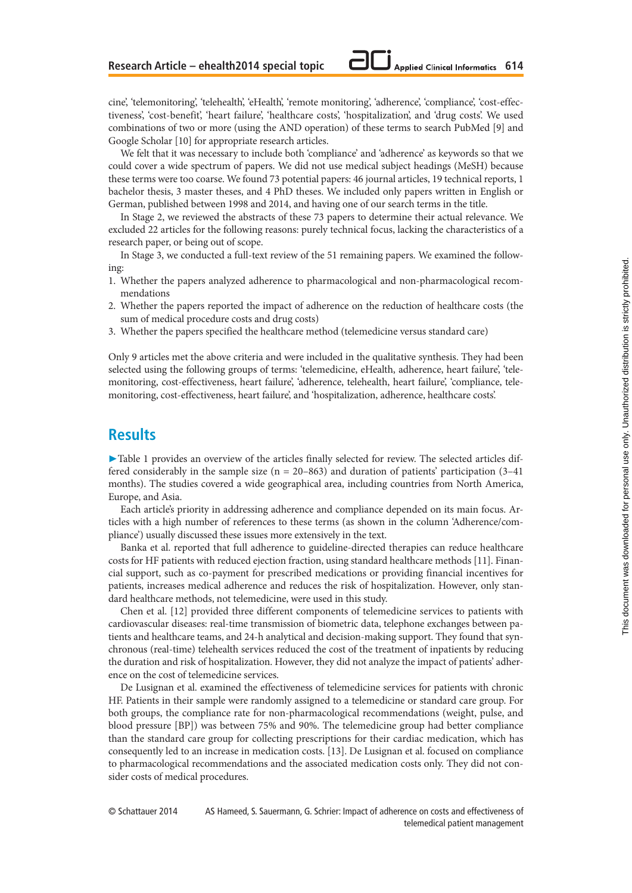cine', 'telemonitoring', 'telehealth', 'eHealth', 'remote monitoring', 'adherence', 'compliance', 'cost-effectiveness', 'cost-benefit', 'heart failure', 'healthcare costs', 'hospitalization', and 'drug costs'. We used combinations of two or more (using the AND operation) of these terms to search PubMed [9] and Google Scholar [10] for appropriate research articles.

We felt that it was necessary to include both 'compliance' and 'adherence' as keywords so that we could cover a wide spectrum of papers. We did not use medical subject headings (MeSH) because these terms were too coarse. We found 73 potential papers: 46 journal articles, 19 technical reports, 1 bachelor thesis, 3 master theses, and 4 PhD theses. We included only papers written in English or German, published between 1998 and 2014, and having one of our search terms in the title.

In Stage 2, we reviewed the abstracts of these 73 papers to determine their actual relevance. We excluded 22 articles for the following reasons: purely technical focus, lacking the characteristics of a research paper, or being out of scope.

In Stage 3, we conducted a full-text review of the 51 remaining papers. We examined the following:

1. Whether the papers analyzed adherence to pharmacological and non-pharmacological recommendations
2. Whether the papers reported the impact of adherence on the reduction of healthcare costs (the sum of medical procedure costs and drug costs)
3. Whether the papers specified the healthcare method (telemedicine versus standard care)

Only 9 articles met the above criteria and were included in the qualitative synthesis. They had been selected using the following groups of terms: 'telemedicine, eHealth, adherence, heart failure', 'telemonitoring, cost-effectiveness, heart failure', 'adherence, telehealth, heart failure', 'compliance, telemonitoring, cost-effectiveness, heart failure', and 'hospitalization, adherence, healthcare costs'.

## Results

►Table 1 provides an overview of the articles finally selected for review. The selected articles differed considerably in the sample size (n = 20–863) and duration of patients' participation (3–41 months). The studies covered a wide geographical area, including countries from North America, Europe, and Asia.

Each article's priority in addressing adherence and compliance depended on its main focus. Articles with a high number of references to these terms (as shown in the column 'Adherence/compliance') usually discussed these issues more extensively in the text.

Banka et al. reported that full adherence to guideline-directed therapies can reduce healthcare costs for HF patients with reduced ejection fraction, using standard healthcare methods [11]. Financial support, such as co-payment for prescribed medications or providing financial incentives for patients, increases medical adherence and reduces the risk of hospitalization. However, only standard healthcare methods, not telemedicine, were used in this study.

Chen et al. [12] provided three different components of telemedicine services to patients with cardiovascular diseases: real-time transmission of biometric data, telephone exchanges between patients and healthcare teams, and 24-h analytical and decision-making support. They found that synchronous (real-time) telehealth services reduced the cost of the treatment of inpatients by reducing the duration and risk of hospitalization. However, they did not analyze the impact of patients' adherence on the cost of telemedicine services.

De Lusignan et al. examined the effectiveness of telemedicine services for patients with chronic HF. Patients in their sample were randomly assigned to a telemedicine or standard care group. For both groups, the compliance rate for non-pharmacological recommendations (weight, pulse, and blood pressure [BP]) was between 75% and 90%. The telemedicine group had better compliance than the standard care group for collecting prescriptions for their cardiac medication, which has consequently led to an increase in medication costs. [13]. De Lusignan et al. focused on compliance to pharmacological recommendations and the associated medication costs only. They did not consider costs of medical procedures.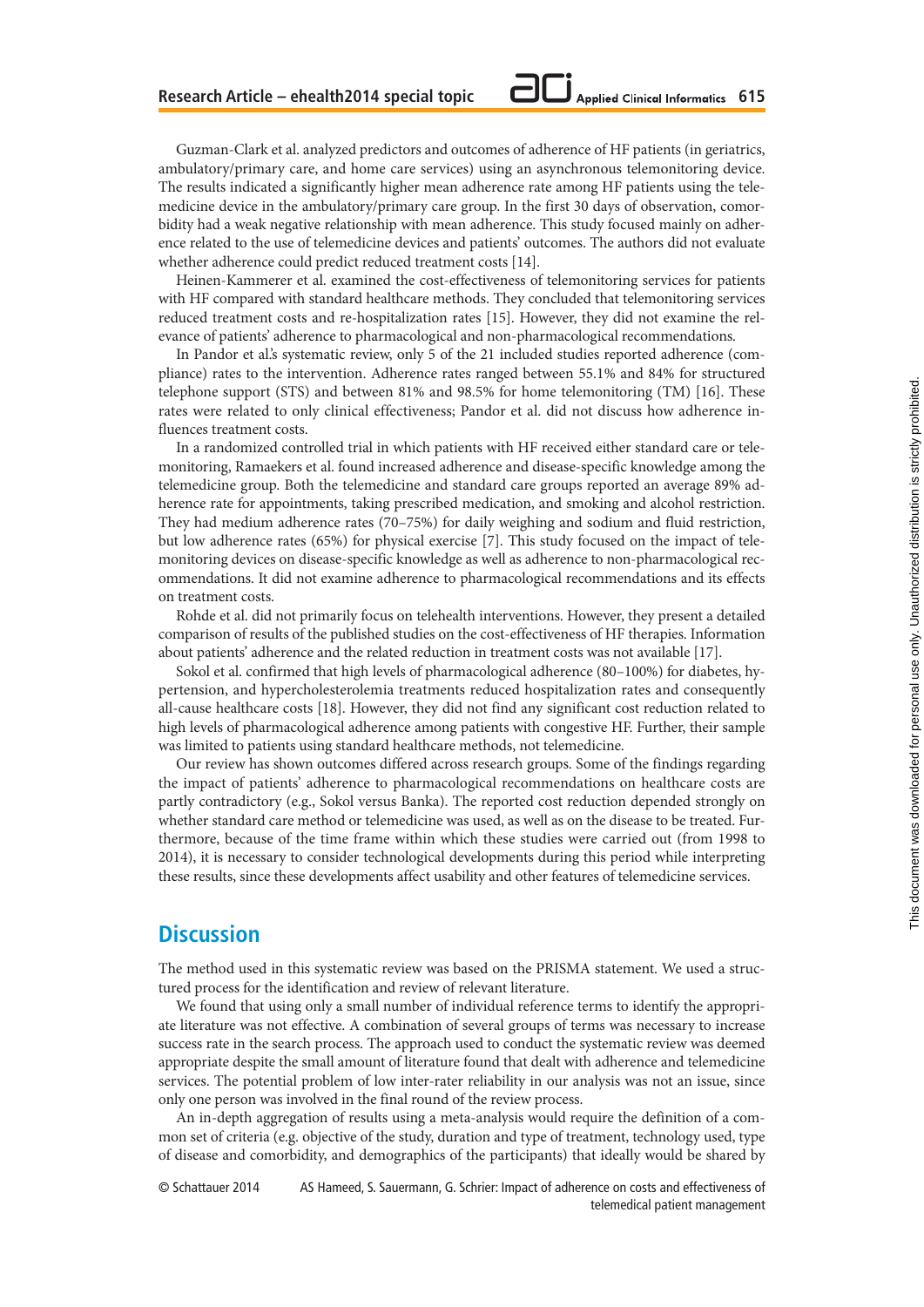Guzman-Clark et al. analyzed predictors and outcomes of adherence of HF patients (in geriatrics, ambulatory/primary care, and home care services) using an asynchronous telemonitoring device. The results indicated a significantly higher mean adherence rate among HF patients using the telemedicine device in the ambulatory/primary care group. In the first 30 days of observation, comorbidity had a weak negative relationship with mean adherence. This study focused mainly on adherence related to the use of telemedicine devices and patients' outcomes. The authors did not evaluate whether adherence could predict reduced treatment costs [14].

Heinen-Kammerer et al. examined the cost-effectiveness of telemonitoring services for patients with HF compared with standard healthcare methods. They concluded that telemonitoring services reduced treatment costs and re-hospitalization rates [15]. However, they did not examine the relevance of patients' adherence to pharmacological and non-pharmacological recommendations.

In Pandor et al.'s systematic review, only 5 of the 21 included studies reported adherence (compliance) rates to the intervention. Adherence rates ranged between 55.1% and 84% for structured telephone support (STS) and between 81% and 98.5% for home telemonitoring (TM) [16]. These rates were related to only clinical effectiveness; Pandor et al. did not discuss how adherence influences treatment costs.

In a randomized controlled trial in which patients with HF received either standard care or telemonitoring, Ramaekers et al. found increased adherence and disease-specific knowledge among the telemedicine group. Both the telemedicine and standard care groups reported an average 89% adherence rate for appointments, taking prescribed medication, and smoking and alcohol restriction. They had medium adherence rates (70–75%) for daily weighing and sodium and fluid restriction, but low adherence rates (65%) for physical exercise [7]. This study focused on the impact of telemonitoring devices on disease-specific knowledge as well as adherence to non-pharmacological recommendations. It did not examine adherence to pharmacological recommendations and its effects on treatment costs.

Rohde et al. did not primarily focus on telehealth interventions. However, they present a detailed comparison of results of the published studies on the cost-effectiveness of HF therapies. Information about patients' adherence and the related reduction in treatment costs was not available [17].

Sokol et al. confirmed that high levels of pharmacological adherence (80–100%) for diabetes, hypertension, and hypercholesterolemia treatments reduced hospitalization rates and consequently all-cause healthcare costs [18]. However, they did not find any significant cost reduction related to high levels of pharmacological adherence among patients with congestive HF. Further, their sample was limited to patients using standard healthcare methods, not telemedicine.

Our review has shown outcomes differed across research groups. Some of the findings regarding the impact of patients' adherence to pharmacological recommendations on healthcare costs are partly contradictory (e.g., Sokol versus Banka). The reported cost reduction depended strongly on whether standard care method or telemedicine was used, as well as on the disease to be treated. Furthermore, because of the time frame within which these studies were carried out (from 1998 to 2014), it is necessary to consider technological developments during this period while interpreting these results, since these developments affect usability and other features of telemedicine services.

## Discussion

The method used in this systematic review was based on the PRISMA statement. We used a structured process for the identification and review of relevant literature.

We found that using only a small number of individual reference terms to identify the appropriate literature was not effective. A combination of several groups of terms was necessary to increase success rate in the search process. The approach used to conduct the systematic review was deemed appropriate despite the small amount of literature found that dealt with adherence and telemedicine services. The potential problem of low inter-rater reliability in our analysis was not an issue, since only one person was involved in the final round of the review process.

An in-depth aggregation of results using a meta-analysis would require the definition of a common set of criteria (e.g. objective of the study, duration and type of treatment, technology used, type of disease and comorbidity, and demographics of the participants) that ideally would be shared by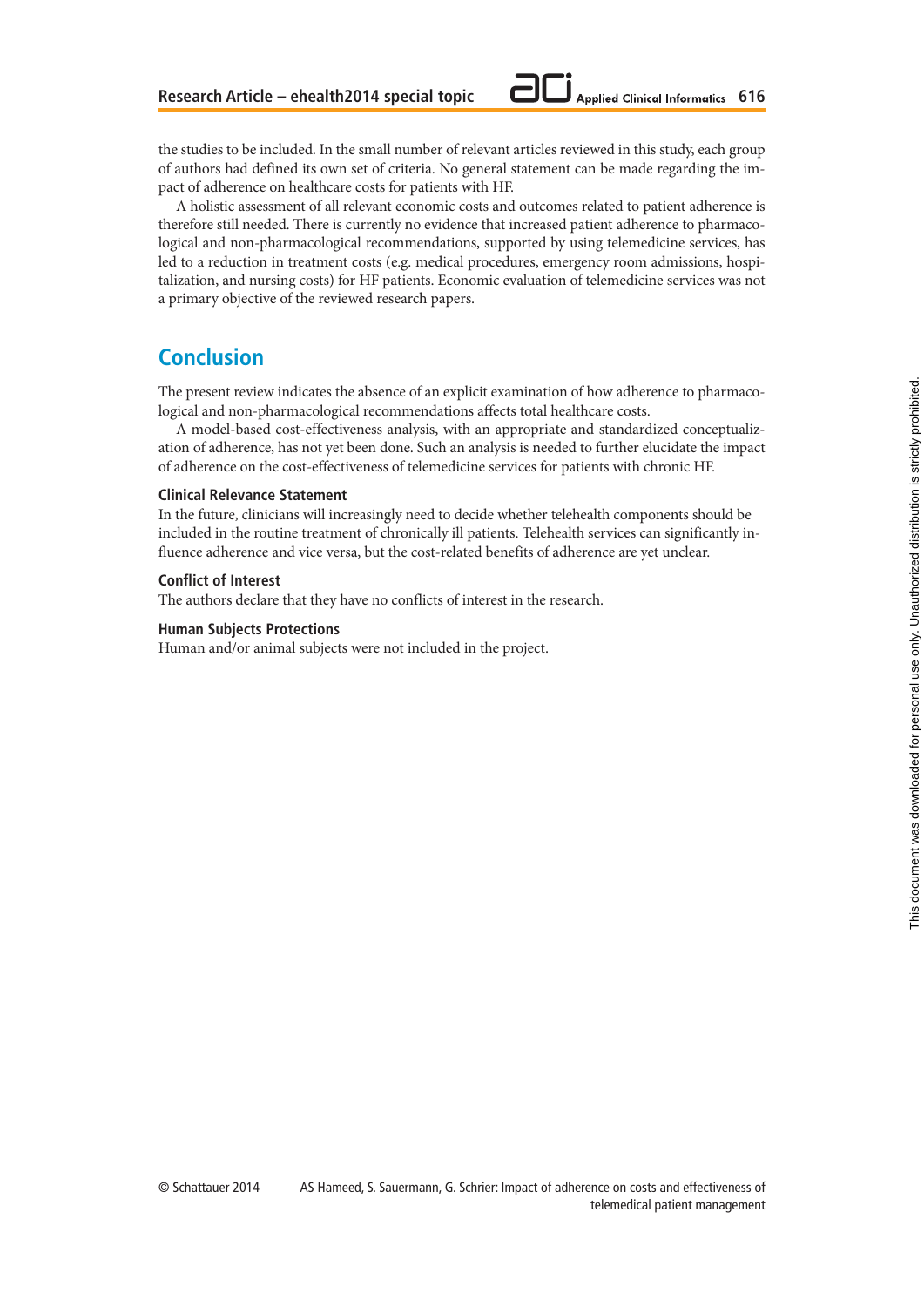the studies to be included. In the small number of relevant articles reviewed in this study, each group of authors had defined its own set of criteria. No general statement can be made regarding the impact of adherence on healthcare costs for patients with HF.

A holistic assessment of all relevant economic costs and outcomes related to patient adherence is therefore still needed. There is currently no evidence that increased patient adherence to pharmacological and non-pharmacological recommendations, supported by using telemedicine services, has led to a reduction in treatment costs (e.g. medical procedures, emergency room admissions, hospitalization, and nursing costs) for HF patients. Economic evaluation of telemedicine services was not a primary objective of the reviewed research papers.

## Conclusion

The present review indicates the absence of an explicit examination of how adherence to pharmacological and non-pharmacological recommendations affects total healthcare costs.

A model-based cost-effectiveness analysis, with an appropriate and standardized conceptualization of adherence, has not yet been done. Such an analysis is needed to further elucidate the impact of adherence on the cost-effectiveness of telemedicine services for patients with chronic HF.

### Clinical Relevance Statement

In the future, clinicians will increasingly need to decide whether telehealth components should be included in the routine treatment of chronically ill patients. Telehealth services can significantly influence adherence and vice versa, but the cost-related benefits of adherence are yet unclear.

### Conflict of Interest

The authors declare that they have no conflicts of interest in the research.

### Human Subjects Protections

Human and/or animal subjects were not included in the project.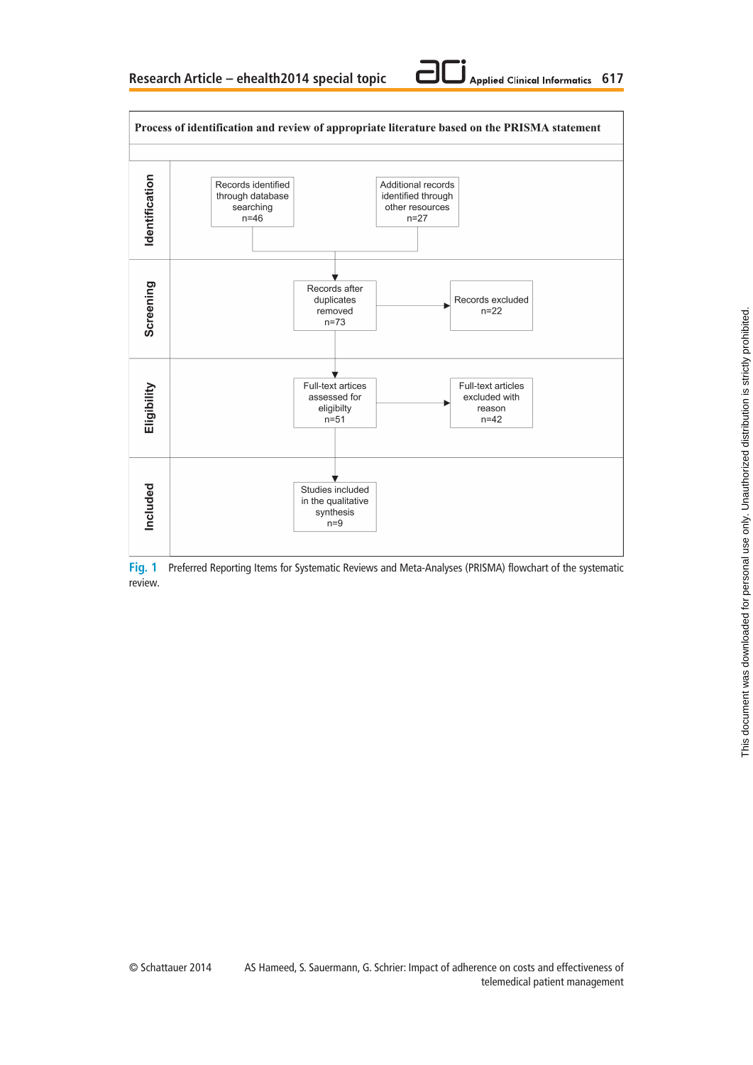**Process of identification and review of appropriate literature based on the PRISMA statement**

| | | |
|---|---|---|
| **Identification** | Records identified through database searching n=46 | Additional records identified through other resources n=27 |
| **Screening** | Records after duplicates removed n=73 | Records excluded n=22 |
| **Eligibility** | Full-text artices assessed for eligibilty n=51 | Full-text articles excluded with reason n=42 |
| **Included** | Studies included in the qualitative synthesis n=9 | |

**Fig. 1** Preferred Reporting Items for Systematic Reviews and Meta-Analyses (PRISMA) flowchart of the systematic review.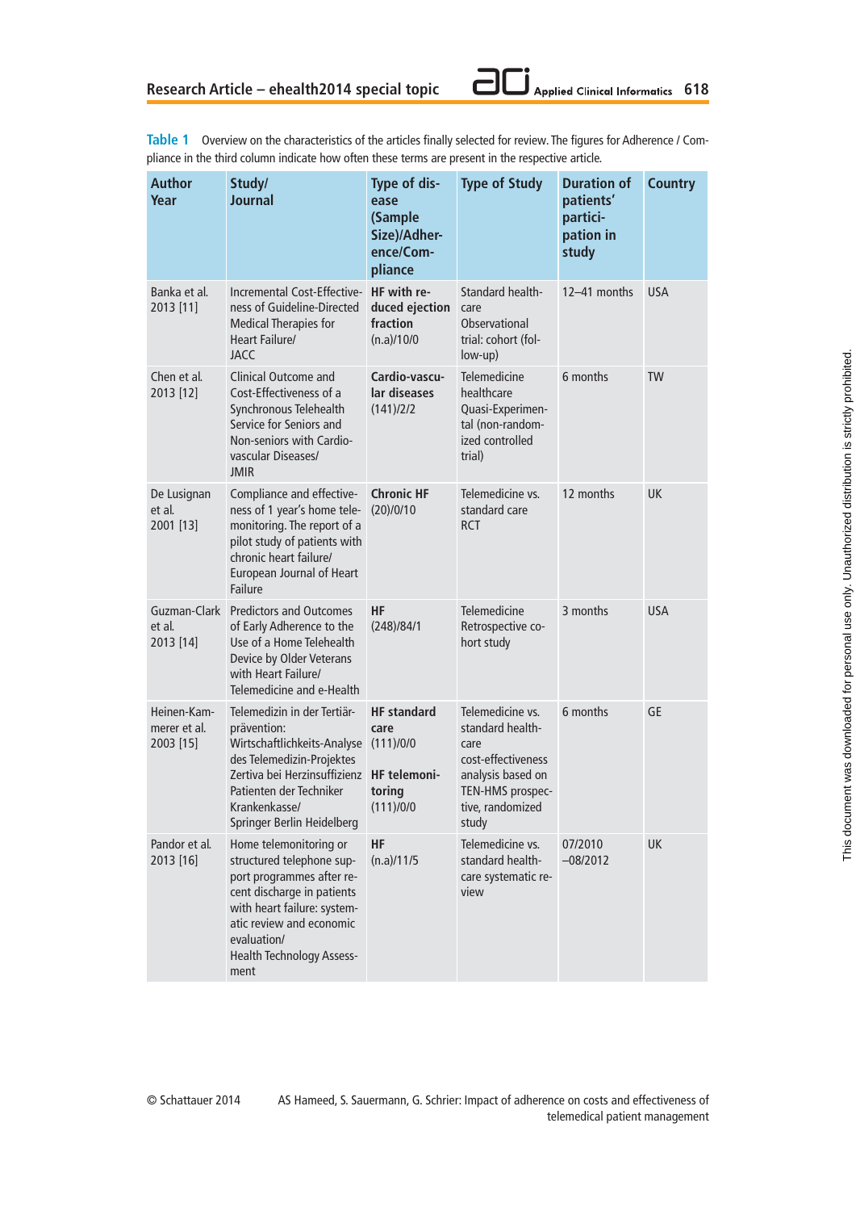**Table 1** Overview on the characteristics of the articles finally selected for review. The figures for Adherence / Compliance in the third column indicate how often these terms are present in the respective article.

| Author Year | Study/ Journal | Type of disease (Sample Size)/Adherence/Compliance | Type of Study | Duration of patients' participation in study | Country |
|---|---|---|---|---|---|
| Banka et al. 2013 [11] | Incremental Cost-Effectiveness of Guideline-Directed Medical Therapies for Heart Failure/ JACC | **HF with reduced ejection fraction** (n.a)/10/0 | Standard healthcare Observational trial: cohort (follow-up) | 12–41 months | USA |
| Chen et al. 2013 [12] | Clinical Outcome and Cost-Effectiveness of a Synchronous Telehealth Service for Seniors and Non-seniors with Cardiovascular Diseases/ JMIR | **Cardio-vascular diseases** (141)/2/2 | Telemedicine healthcare Quasi-Experimental (non-randomized controlled trial) | 6 months | TW |
| De Lusignan et al. 2001 [13] | Compliance and effectiveness of 1 year's home telemonitoring. The report of a pilot study of patients with chronic heart failure/ European Journal of Heart Failure | **Chronic HF** (20)/0/10 | Telemedicine vs. standard care RCT | 12 months | UK |
| Guzman-Clark et al. 2013 [14] | Predictors and Outcomes of Early Adherence to the Use of a Home Telehealth Device by Older Veterans with Heart Failure/ Telemedicine and e-Health | **HF** (248)/84/1 | Telemedicine Retrospective cohort study | 3 months | USA |
| Heinen-Kammerer et al. 2003 [15] | Telemedizin in der Tertiärprävention: Wirtschaftlichkeits-Analyse des Telemedizin-Projektes Zertiva bei Herzinsuffizienz Patienten der Techniker Krankenkasse/ Springer Berlin Heidelberg | **HF standard care** (111)/0/0 **HF telemonitoring** (111)/0/0 | Telemedicine vs. standard healthcare cost-effectiveness analysis based on TEN-HMS prospective, randomized study | 6 months | GE |
| Pandor et al. 2013 [16] | Home telemonitoring or structured telephone support programmes after recent discharge in patients with heart failure: systematic review and economic evaluation/ Health Technology Assessment | **HF** (n.a)/11/5 | Telemedicine vs. standard healthcare systematic review | 07/2010 –08/2012 | UK |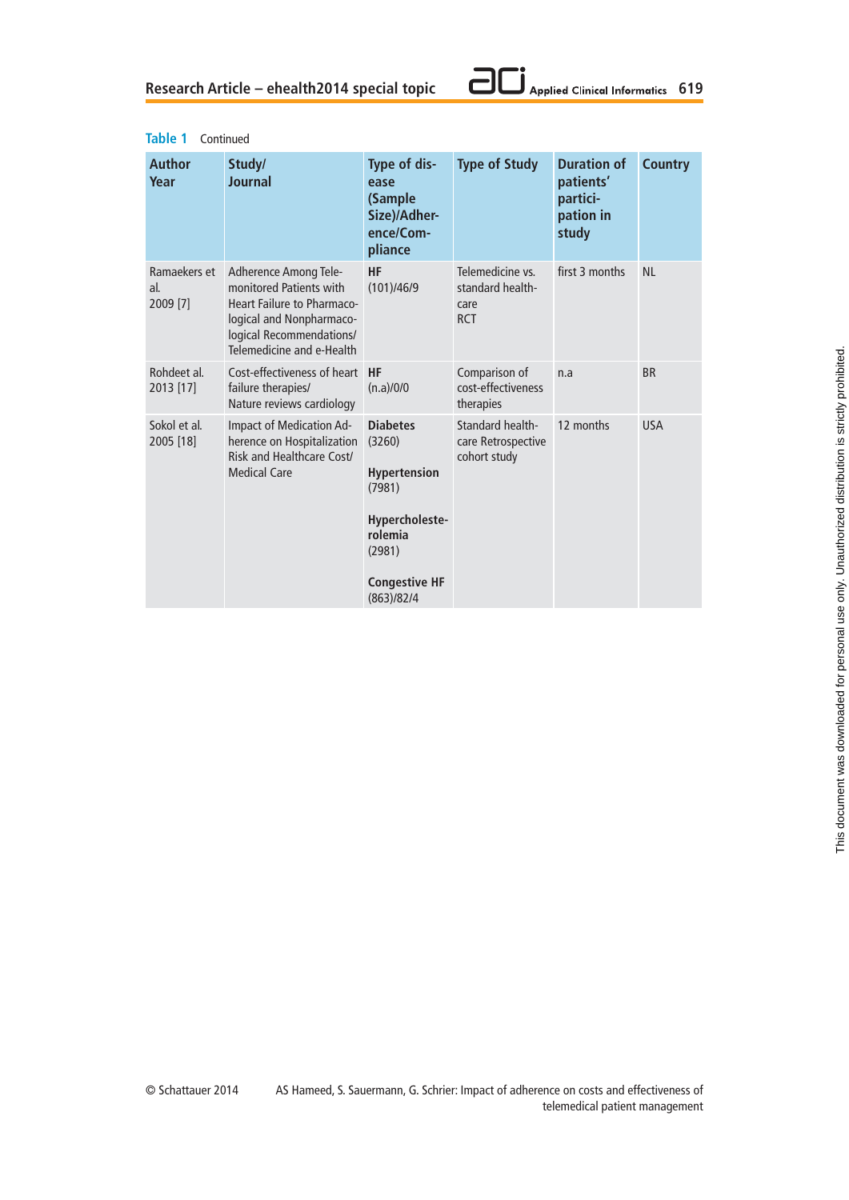**Table 1** Continued

| Author Year | Study/ Journal | Type of disease (Sample Size)/Adherence/Compliance | Type of Study | Duration of patients' participation in study | Country |
|---|---|---|---|---|---|
| Ramaekers et al. 2009 [7] | Adherence Among Telemonitored Patients with Heart Failure to Pharmacological and Nonpharmacological Recommendations/ Telemedicine and e-Health | **HF** (101)/46/9 | Telemedicine vs. standard healthcare RCT | first 3 months | NL |
| Rohdeet al. 2013 [17] | Cost-effectiveness of heart failure therapies/ Nature reviews cardiology | **HF** (n.a)/0/0 | Comparison of cost-effectiveness therapies | n.a | BR |
| Sokol et al. 2005 [18] | Impact of Medication Adherence on Hospitalization Risk and Healthcare Cost/ Medical Care | **Diabetes** (3260)<br><br>**Hypertension** (7981)<br><br>**Hypercholesterolemia** (2981)<br><br>**Congestive HF** (863)/82/4 | Standard healthcare Retrospective cohort study | 12 months | USA |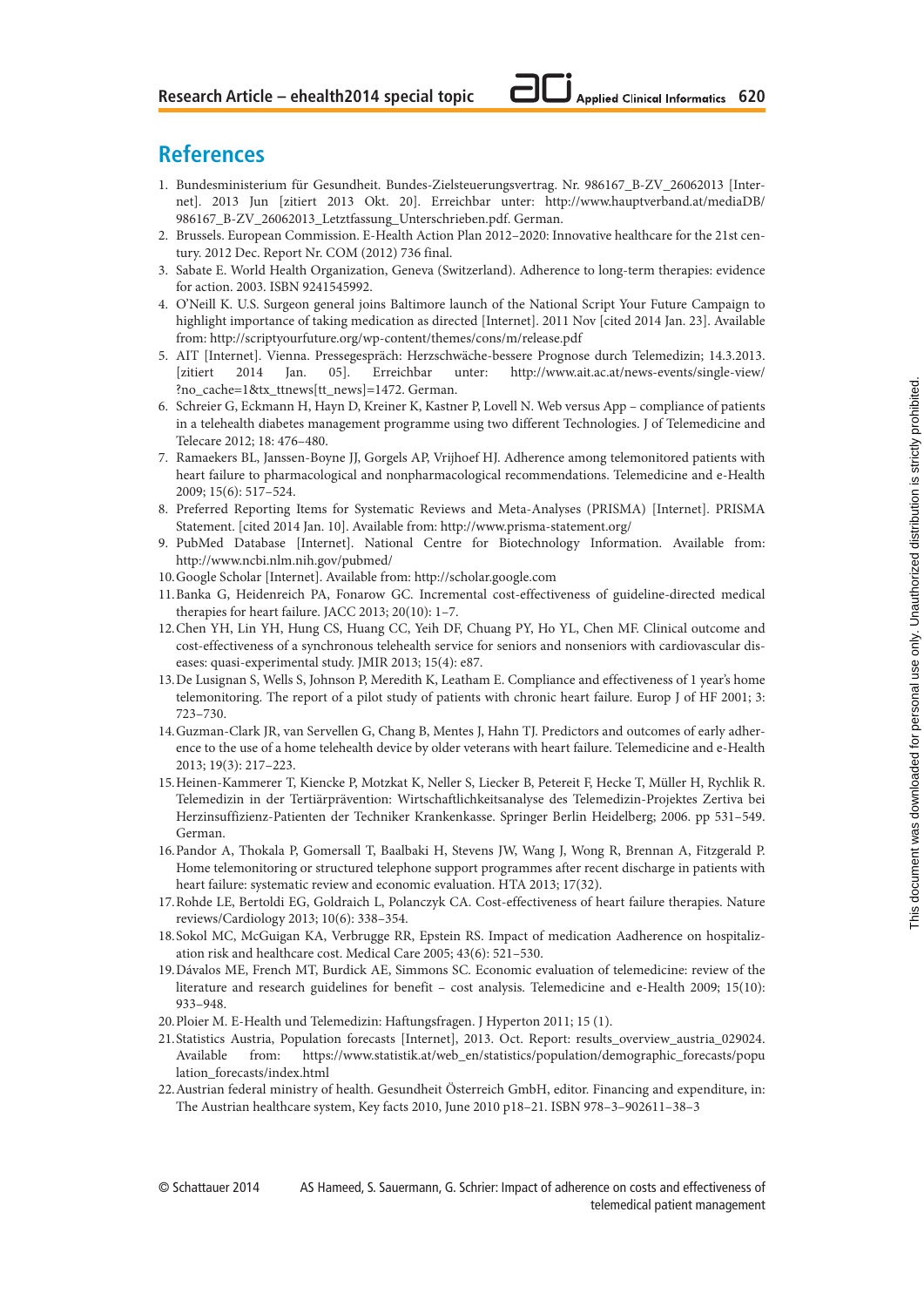## References

1. Bundesministerium für Gesundheit. Bundes-Zielsteuerungsvertrag. Nr. 986167_B-ZV_26062013 [Internet]. 2013 Jun [zitiert 2013 Okt. 20]. Erreichbar unter: http://www.hauptverband.at/mediaDB/986167_B-ZV_26062013_Letztfassung_Unterschrieben.pdf. German.
2. Brussels. European Commission. E-Health Action Plan 2012–2020: Innovative healthcare for the 21st century. 2012 Dec. Report Nr. COM (2012) 736 final.
3. Sabate E. World Health Organization, Geneva (Switzerland). Adherence to long-term therapies: evidence for action. 2003. ISBN 9241545992.
4. O'Neill K. U.S. Surgeon general joins Baltimore launch of the National Script Your Future Campaign to highlight importance of taking medication as directed [Internet]. 2011 Nov [cited 2014 Jan. 23]. Available from: http://scriptyourfuture.org/wp-content/themes/cons/m/release.pdf
5. AIT [Internet]. Vienna. Pressegespräch: Herzschwäche-bessere Prognose durch Telemedizin; 14.3.2013. [zitiert 2014 Jan. 05]. Erreichbar unter: http://www.ait.ac.at/news-events/single-view/?no_cache=1&tx_ttnews[tt_news]=1472. German.
6. Schreier G, Eckmann H, Hayn D, Kreiner K, Kastner P, Lovell N. Web versus App – compliance of patients in a telehealth diabetes management programme using two different Technologies. J of Telemedicine and Telecare 2012; 18: 476–480.
7. Ramaekers BL, Janssen-Boyne JJ, Gorgels AP, Vrijhoef HJ. Adherence among telemonitored patients with heart failure to pharmacological and nonpharmacological recommendations. Telemedicine and e-Health 2009; 15(6): 517–524.
8. Preferred Reporting Items for Systematic Reviews and Meta-Analyses (PRISMA) [Internet]. PRISMA Statement. [cited 2014 Jan. 10]. Available from: http://www.prisma-statement.org/
9. PubMed Database [Internet]. National Centre for Biotechnology Information. Available from: http://www.ncbi.nlm.nih.gov/pubmed/
10. Google Scholar [Internet]. Available from: http://scholar.google.com
11. Banka G, Heidenreich PA, Fonarow GC. Incremental cost-effectiveness of guideline-directed medical therapies for heart failure. JACC 2013; 20(10): 1–7.
12. Chen YH, Lin YH, Hung CS, Huang CC, Yeih DF, Chuang PY, Ho YL, Chen MF. Clinical outcome and cost-effectiveness of a synchronous telehealth service for seniors and nonseniors with cardiovascular diseases: quasi-experimental study. JMIR 2013; 15(4): e87.
13. De Lusignan S, Wells S, Johnson P, Meredith K, Leatham E. Compliance and effectiveness of 1 year's home telemonitoring. The report of a pilot study of patients with chronic heart failure. Europ J of HF 2001; 3: 723–730.
14. Guzman-Clark JR, van Servellen G, Chang B, Mentes J, Hahn TJ. Predictors and outcomes of early adherence to the use of a home telehealth device by older veterans with heart failure. Telemedicine and e-Health 2013; 19(3): 217–223.
15. Heinen-Kammerer T, Kiencke P, Motzkat K, Neller S, Liecker B, Petereit F, Hecke T, Müller H, Rychlik R. Telemedizin in der Tertiärprävention: Wirtschaftlichkeitsanalyse des Telemedizin-Projektes Zertiva bei Herzinsuffizienz-Patienten der Techniker Krankenkasse. Springer Berlin Heidelberg; 2006. pp 531–549. German.
16. Pandor A, Thokala P, Gomersall T, Baalbaki H, Stevens JW, Wang J, Wong R, Brennan A, Fitzgerald P. Home telemonitoring or structured telephone support programmes after recent discharge in patients with heart failure: systematic review and economic evaluation. HTA 2013; 17(32).
17. Rohde LE, Bertoldi EG, Goldraich L, Polanczyk CA. Cost-effectiveness of heart failure therapies. Nature reviews/Cardiology 2013; 10(6): 338–354.
18. Sokol MC, McGuigan KA, Verbrugge RR, Epstein RS. Impact of medication Aadherence on hospitalization risk and healthcare cost. Medical Care 2005; 43(6): 521–530.
19. Dávalos ME, French MT, Burdick AE, Simmons SC. Economic evaluation of telemedicine: review of the literature and research guidelines for benefit – cost analysis. Telemedicine and e-Health 2009; 15(10): 933–948.
20. Ploier M. E-Health und Telemedizin: Haftungsfragen. J Hyperton 2011; 15 (1).
21. Statistics Austria, Population forecasts [Internet], 2013. Oct. Report: results_overview_austria_029024. Available from: https://www.statistik.at/web_en/statistics/population/demographic_forecasts/population_forecasts/index.html
22. Austrian federal ministry of health. Gesundheit Österreich GmbH, editor. Financing and expenditure, in: The Austrian healthcare system, Key facts 2010, June 2010 p18–21. ISBN 978–3–902611–38–3